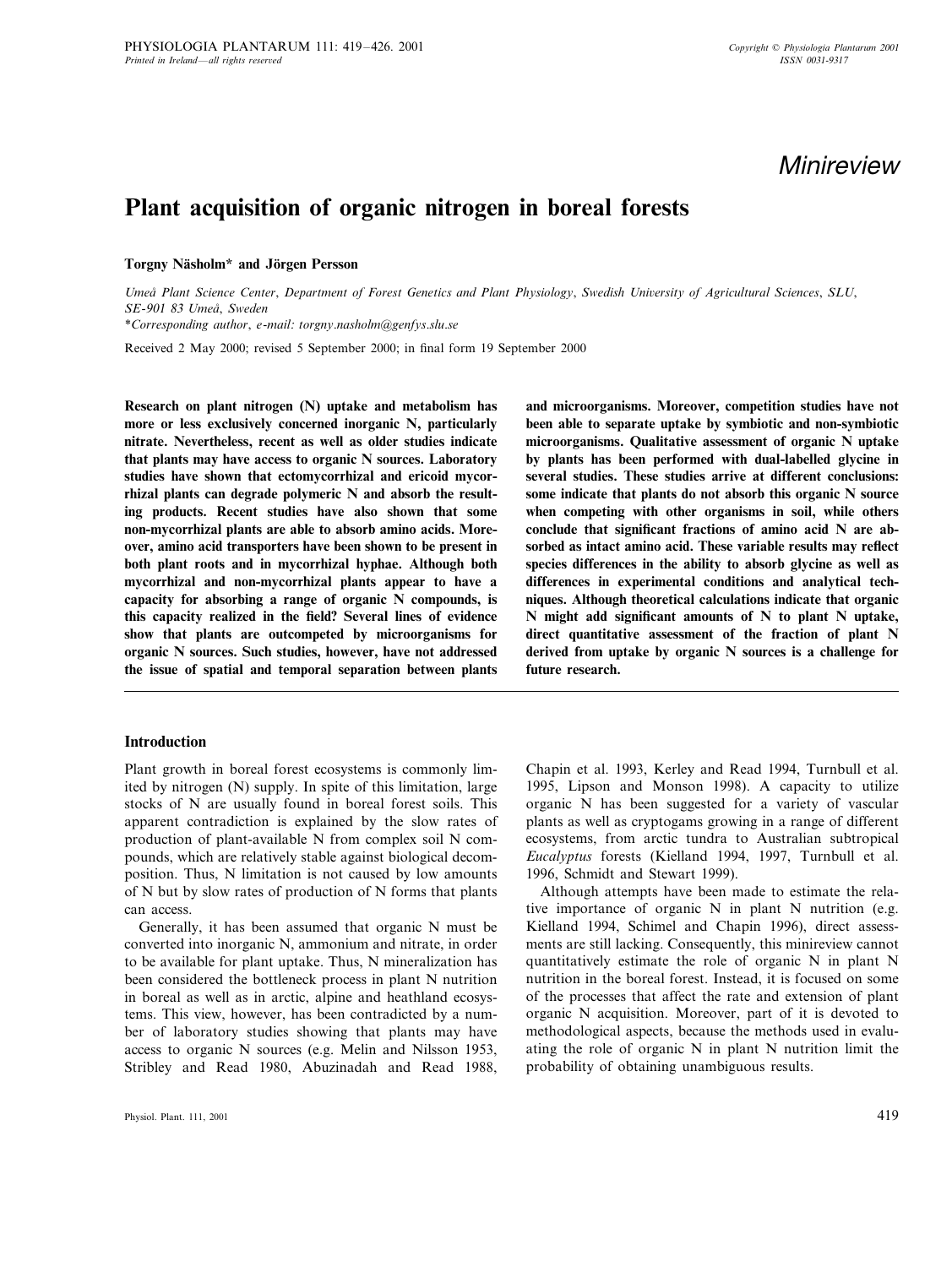*Minireview*

# Plant acquisition of organic nitrogen in boreal forests

**Torgny Näsholm\* and Jörgen Persson**

*Umeå Plant Science Center, Department of Forest Genetics and Plant Physiology, Swedish University of Agricultural Sciences, SLU, SE-901 83 Umeå, Sweden*

*\*Corresponding author, e-mail: torgny.nasholm@genfys.slu.se*

Received 2 May 2000; revised 5 September 2000; in final form 19 September 2000

**Research on plant nitrogen (N) uptake and metabolism has more or less exclusively concerned inorganic N, particularly nitrate. Nevertheless, recent as well as older studies indicate that plants may have access to organic N sources. Laboratory studies have shown that ectomycorrhizal and ericoid mycorrhizal plants can degrade polymeric N and absorb the resulting products. Recent studies have also shown that some non-mycorrhizal plants are able to absorb amino acids. Moreover, amino acid transporters have been shown to be present in both plant roots and in mycorrhizal hyphae. Although both mycorrhizal and non-mycorrhizal plants appear to have a capacity for absorbing a range of organic N compounds, is this capacity realized in the field? Several lines of evidence show that plants are outcompeted by microorganisms for organic N sources. Such studies, however, have not addressed the issue of spatial and temporal separation between plants and microorganisms. Moreover, competition studies have not been able to separate uptake by symbiotic and non-symbiotic microorganisms. Qualitative assessment of organic N uptake by plants has been performed with dual-labelled glycine in several studies. These studies arrive at different conclusions: some indicate that plants do not absorb this organic N source when competing with other organisms in soil, while others conclude that significant fractions of amino acid N are absorbed as intact amino acid. These variable results may reflect species differences in the ability to absorb glycine as well as differences in experimental conditions and analytical techniques. Although theoretical calculations indicate that organic N might add significant amounts of N to plant N uptake, direct quantitative assessment of the fraction of plant N derived from uptake by organic N sources is a challenge for future research.**

## Introduction

Plant growth in boreal forest ecosystems is commonly limited by nitrogen (N) supply. In spite of this limitation, large stocks of N are usually found in boreal forest soils. This apparent contradiction is explained by the slow rates of production of plant-available N from complex soil N compounds, which are relatively stable against biological decomposition. Thus, N limitation is not caused by low amounts of N but by slow rates of production of N forms that plants can access.

Generally, it has been assumed that organic N must be converted into inorganic N, ammonium and nitrate, in order to be available for plant uptake. Thus, N mineralization has been considered the bottleneck process in plant N nutrition in boreal as well as in arctic, alpine and heathland ecosystems. This view, however, has been contradicted by a number of laboratory studies showing that plants may have access to organic N sources (e.g. Melin and Nilsson 1953, Stribley and Read 1980, Abuzinadah and Read 1988, Chapin et al. 1993, Kerley and Read 1994, Turnbull et al. 1995, Lipson and Monson 1998). A capacity to utilize organic N has been suggested for a variety of vascular plants as well as cryptogams growing in a range of different ecosystems, from arctic tundra to Australian subtropical *Eucalyptus* forests (Kielland 1994, 1997, Turnbull et al. 1996, Schmidt and Stewart 1999).

Although attempts have been made to estimate the relative importance of organic N in plant N nutrition (e.g. Kielland 1994, Schimel and Chapin 1996), direct assessments are still lacking. Consequently, this minireview cannot quantitatively estimate the role of organic N in plant N nutrition in the boreal forest. Instead, it is focused on some of the processes that affect the rate and extension of plant organic N acquisition. Moreover, part of it is devoted to methodological aspects, because the methods used in evaluating the role of organic N in plant N nutrition limit the probability of obtaining unambiguous results.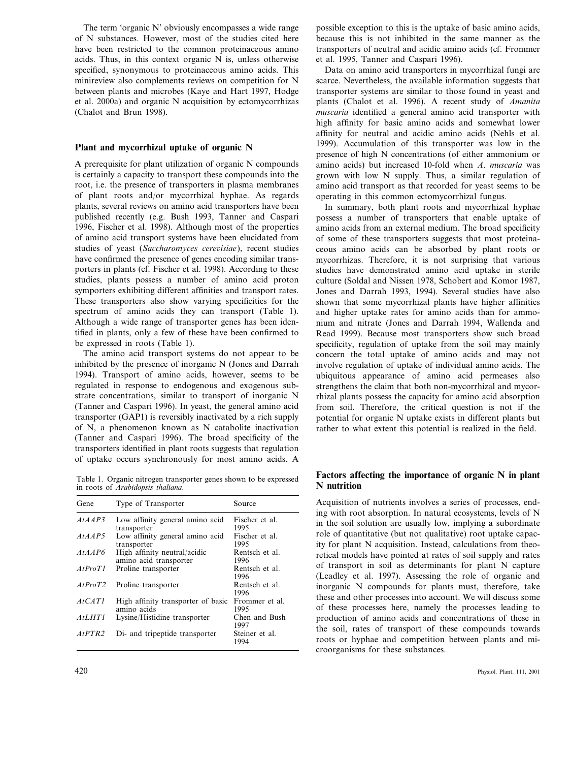The term 'organic N' obviously encompasses a wide range of N substances. However, most of the studies cited here have been restricted to the common proteinaceous amino acids. Thus, in this context organic N is, unless otherwise specified, synonymous to proteinaceous amino acids. This minireview also complements reviews on competition for N between plants and microbes (Kaye and Hart 1997, Hodge et al. 2000a) and organic N acquisition by ectomycorrhizas (Chalot and Brun 1998).

## Plant and mycorrhizal uptake of organic N

A prerequisite for plant utilization of organic N compounds is certainly a capacity to transport these compounds into the root, i.e. the presence of transporters in plasma membranes of plant roots and/or mycorrhizal hyphae. As regards plants, several reviews on amino acid transporters have been published recently (e.g. Bush 1993, Tanner and Caspari 1996, Fischer et al. 1998). Although most of the properties of amino acid transport systems have been elucidated from studies of yeast (*Saccharomyces cerevisiae*), recent studies have confirmed the presence of genes encoding similar transporters in plants (cf. Fischer et al. 1998). According to these studies, plants possess a number of amino acid proton symporters exhibiting different affinities and transport rates. These transporters also show varying specificities for the spectrum of amino acids they can transport (Table 1). Although a wide range of transporter genes has been identified in plants, only a few of these have been confirmed to be expressed in roots (Table 1).

The amino acid transport systems do not appear to be inhibited by the presence of inorganic N (Jones and Darrah 1994). Transport of amino acids, however, seems to be regulated in response to endogenous and exogenous substrate concentrations, similar to transport of inorganic N (Tanner and Caspari 1996). In yeast, the general amino acid transporter (GAP1) is reversibly inactivated by a rich supply of N, a phenomenon known as N catabolite inactivation (Tanner and Caspari 1996). The broad specificity of the transporters identified in plant roots suggests that regulation of uptake occurs synchronously for most amino acids. A possible exception to this is the uptake of basic amino acids, because this is not inhibited in the same manner as the transporters of neutral and acidic amino acids (cf. Frommer et al. 1995, Tanner and Caspari 1996).

Table 1. Organic nitrogen transporter genes shown to be expressed in roots of *Arabidopsis thaliana*.

| Gene | Type of Transporter | Source |
|---|---|---|
| *AtAAP3* | Low affinity general amino acid transporter | Fischer et al. 1995 |
| *AtAAP5* | Low affinity general amino acid transporter | Fischer et al. 1995 |
| *AtAAP6* | High affinity neutral/acidic amino acid transporter | Rentsch et al. 1996 |
| *AtProT1* | Proline transporter | Rentsch et al. 1996 |
| *AtProT2* | Proline transporter | Rentsch et al. 1996 |
| *AtCAT1* | High affinity transporter of basic amino acids | Frommer et al. 1995 |
| *AtLHT1* | Lysine/Histidine transporter | Chen and Bush 1997 |
| *AtPTR2* | Di- and tripeptide transporter | Steiner et al. 1994 |

Data on amino acid transporters in mycorrhizal fungi are scarce. Nevertheless, the available information suggests that transporter systems are similar to those found in yeast and plants (Chalot et al. 1996). A recent study of *Amanita muscaria* identified a general amino acid transporter with high affinity for basic amino acids and somewhat lower affinity for neutral and acidic amino acids (Nehls et al. 1999). Accumulation of this transporter was low in the presence of high N concentrations (of either ammonium or amino acids) but increased 10-fold when *A. muscaria* was grown with low N supply. Thus, a similar regulation of amino acid transport as that recorded for yeast seems to be operating in this common ectomycorrhizal fungus.

In summary, both plant roots and mycorrhizal hyphae possess a number of transporters that enable uptake of amino acids from an external medium. The broad specificity of some of these transporters suggests that most proteinaceous amino acids can be absorbed by plant roots or mycorrhizas. Therefore, it is not surprising that various studies have demonstrated amino acid uptake in sterile culture (Soldal and Nissen 1978, Schobert and Komor 1987, Jones and Darrah 1993, 1994). Several studies have also shown that some mycorrhizal plants have higher affinities and higher uptake rates for amino acids than for ammonium and nitrate (Jones and Darrah 1994, Wallenda and Read 1999). Because most transporters show such broad specificity, regulation of uptake from the soil may mainly concern the total uptake of amino acids and may not involve regulation of uptake of individual amino acids. The ubiquitous appearance of amino acid permeases also strengthens the claim that both non-mycorrhizal and mycorrhizal plants possess the capacity for amino acid absorption from soil. Therefore, the critical question is not if the potential for organic N uptake exists in different plants but rather to what extent this potential is realized in the field.

## Factors affecting the importance of organic N in plant N nutrition

Acquisition of nutrients involves a series of processes, ending with root absorption. In natural ecosystems, levels of N in the soil solution are usually low, implying a subordinate role of quantitative (but not qualitative) root uptake capacity for plant N acquisition. Instead, calculations from theoretical models have pointed at rates of soil supply and rates of transport in soil as determinants for plant N capture (Leadley et al. 1997). Assessing the role of organic and inorganic N compounds for plants must, therefore, take these and other processes into account. We will discuss some of these processes here, namely the processes leading to production of amino acids and concentrations of these in the soil, rates of transport of these compounds towards roots or hyphae and competition between plants and microorganisms for these substances.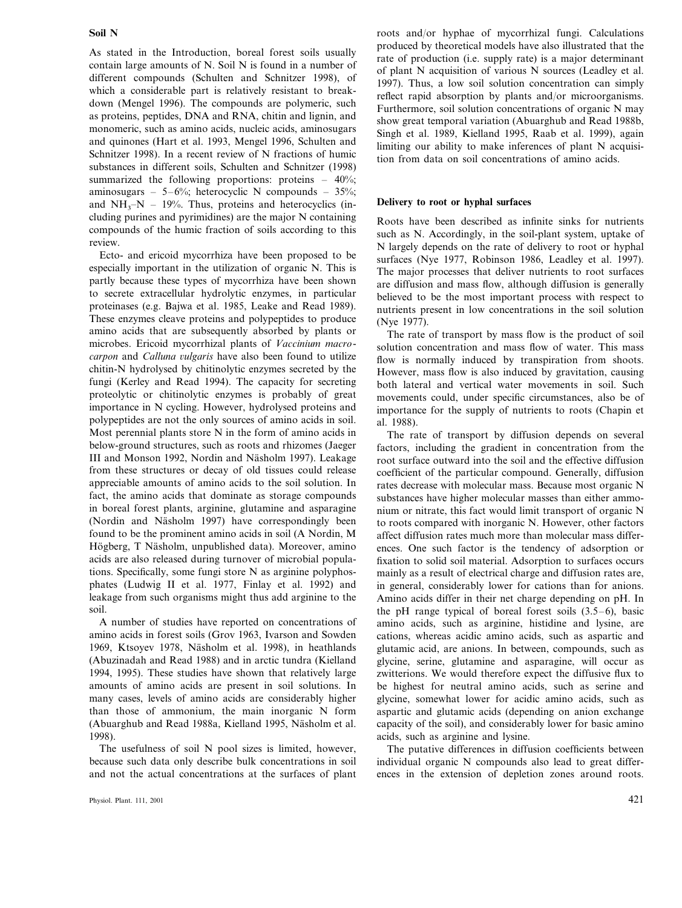### Soil N

As stated in the Introduction, boreal forest soils usually contain large amounts of N. Soil N is found in a number of different compounds (Schulten and Schnitzer 1998), of which a considerable part is relatively resistant to breakdown (Mengel 1996). The compounds are polymeric, such as proteins, peptides, DNA and RNA, chitin and lignin, and monomeric, such as amino acids, nucleic acids, aminosugars and quinones (Hart et al. 1993, Mengel 1996, Schulten and Schnitzer 1998). In a recent review of N fractions of humic substances in different soils, Schulten and Schnitzer (1998) summarized the following proportions: proteins – 40%; aminosugars – 5–6%; heterocyclic N compounds – 35%; and $NH_3$–N – 19%. Thus, proteins and heterocyclics (including purines and pyrimidines) are the major N containing compounds of the humic fraction of soils according to this review.

Ecto- and ericoid mycorrhiza have been proposed to be especially important in the utilization of organic N. This is partly because these types of mycorrhiza have been shown to secrete extracellular hydrolytic enzymes, in particular proteinases (e.g. Bajwa et al. 1985, Leake and Read 1989). These enzymes cleave proteins and polypeptides to produce amino acids that are subsequently absorbed by plants or microbes. Ericoid mycorrhizal plants of *Vaccinium macrocarpon* and *Calluna vulgaris* have also been found to utilize chitin-N hydrolysed by chitinolytic enzymes secreted by the fungi (Kerley and Read 1994). The capacity for secreting proteolytic or chitinolytic enzymes is probably of great importance in N cycling. However, hydrolysed proteins and polypeptides are not the only sources of amino acids in soil. Most perennial plants store N in the form of amino acids in below-ground structures, such as roots and rhizomes (Jaeger III and Monson 1992, Nordin and Näsholm 1997). Leakage from these structures or decay of old tissues could release appreciable amounts of amino acids to the soil solution. In fact, the amino acids that dominate as storage compounds in boreal forest plants, arginine, glutamine and asparagine (Nordin and Näsholm 1997) have correspondingly been found to be the prominent amino acids in soil (A Nordin, M Högberg, T Näsholm, unpublished data). Moreover, amino acids are also released during turnover of microbial populations. Specifically, some fungi store N as arginine polyphosphates (Ludwig II et al. 1977, Finlay et al. 1992) and leakage from such organisms might thus add arginine to the soil.

A number of studies have reported on concentrations of amino acids in forest soils (Grov 1963, Ivarson and Sowden 1969, Ktsoyev 1978, Näsholm et al. 1998), in heathlands (Abuzinadah and Read 1988) and in arctic tundra (Kielland 1994, 1995). These studies have shown that relatively large amounts of amino acids are present in soil solutions. In many cases, levels of amino acids are considerably higher than those of ammonium, the main inorganic N form (Abuarghub and Read 1988a, Kielland 1995, Näsholm et al. 1998).

The usefulness of soil N pool sizes is limited, however, because such data only describe bulk concentrations in soil and not the actual concentrations at the surfaces of plant roots and/or hyphae of mycorrhizal fungi. Calculations produced by theoretical models have also illustrated that the rate of production (i.e. supply rate) is a major determinant of plant N acquisition of various N sources (Leadley et al. 1997). Thus, a low soil solution concentration can simply reflect rapid absorption by plants and/or microorganisms. Furthermore, soil solution concentrations of organic N may show great temporal variation (Abuarghub and Read 1988b, Singh et al. 1989, Kielland 1995, Raab et al. 1999), again limiting our ability to make inferences of plant N acquisition from data on soil concentrations of amino acids.

### Delivery to root or hyphal surfaces

Roots have been described as infinite sinks for nutrients such as N. Accordingly, in the soil-plant system, uptake of N largely depends on the rate of delivery to root or hyphal surfaces (Nye 1977, Robinson 1986, Leadley et al. 1997). The major processes that deliver nutrients to root surfaces are diffusion and mass flow, although diffusion is generally believed to be the most important process with respect to nutrients present in low concentrations in the soil solution (Nye 1977).

The rate of transport by mass flow is the product of soil solution concentration and mass flow of water. This mass flow is normally induced by transpiration from shoots. However, mass flow is also induced by gravitation, causing both lateral and vertical water movements in soil. Such movements could, under specific circumstances, also be of importance for the supply of nutrients to roots (Chapin et al. 1988).

The rate of transport by diffusion depends on several factors, including the gradient in concentration from the root surface outward into the soil and the effective diffusion coefficient of the particular compound. Generally, diffusion rates decrease with molecular mass. Because most organic N substances have higher molecular masses than either ammonium or nitrate, this fact would limit transport of organic N to roots compared with inorganic N. However, other factors affect diffusion rates much more than molecular mass differences. One such factor is the tendency of adsorption or fixation to solid soil material. Adsorption to surfaces occurs mainly as a result of electrical charge and diffusion rates are, in general, considerably lower for cations than for anions. Amino acids differ in their net charge depending on pH. In the pH range typical of boreal forest soils (3.5–6), basic amino acids, such as arginine, histidine and lysine, are cations, whereas acidic amino acids, such as aspartic and glutamic acid, are anions. In between, compounds, such as glycine, serine, glutamine and asparagine, will occur as zwitterions. We would therefore expect the diffusive flux to be highest for neutral amino acids, such as serine and glycine, somewhat lower for acidic amino acids, such as aspartic and glutamic acids (depending on anion exchange capacity of the soil), and considerably lower for basic amino acids, such as arginine and lysine.

The putative differences in diffusion coefficients between individual organic N compounds also lead to great differences in the extension of depletion zones around roots.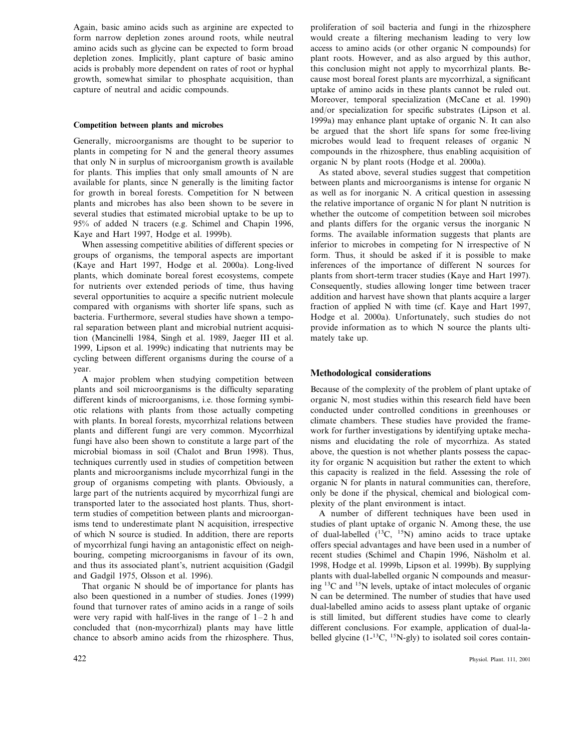Again, basic amino acids such as arginine are expected to form narrow depletion zones around roots, while neutral amino acids such as glycine can be expected to form broad depletion zones. Implicitly, plant capture of basic amino acids is probably more dependent on rates of root or hyphal growth, somewhat similar to phosphate acquisition, than capture of neutral and acidic compounds.

#### Competition between plants and microbes

Generally, microorganisms are thought to be superior to plants in competing for N and the general theory assumes that only N in surplus of microorganism growth is available for plants. This implies that only small amounts of N are available for plants, since N generally is the limiting factor for growth in boreal forests. Competition for N between plants and microbes has also been shown to be severe in several studies that estimated microbial uptake to be up to 95% of added N tracers (e.g. Schimel and Chapin 1996, Kaye and Hart 1997, Hodge et al. 1999b).

When assessing competitive abilities of different species or groups of organisms, the temporal aspects are important (Kaye and Hart 1997, Hodge et al. 2000a). Long-lived plants, which dominate boreal forest ecosystems, compete for nutrients over extended periods of time, thus having several opportunities to acquire a specific nutrient molecule compared with organisms with shorter life spans, such as bacteria. Furthermore, several studies have shown a temporal separation between plant and microbial nutrient acquisition (Mancinelli 1984, Singh et al. 1989, Jaeger III et al. 1999, Lipson et al. 1999c) indicating that nutrients may be cycling between different organisms during the course of a year.

A major problem when studying competition between plants and soil microorganisms is the difficulty separating different kinds of microorganisms, i.e. those forming symbiotic relations with plants from those actually competing with plants. In boreal forests, mycorrhizal relations between plants and different fungi are very common. Mycorrhizal fungi have also been shown to constitute a large part of the microbial biomass in soil (Chalot and Brun 1998). Thus, techniques currently used in studies of competition between plants and microorganisms include mycorrhizal fungi in the group of organisms competing with plants. Obviously, a large part of the nutrients acquired by mycorrhizal fungi are transported later to the associated host plants. Thus, short-term studies of competition between plants and microorganisms tend to underestimate plant N acquisition, irrespective of which N source is studied. In addition, there are reports of mycorrhizal fungi having an antagonistic effect on neighbouring, competing microorganisms in favour of its own, and thus its associated plant's, nutrient acquisition (Gadgil and Gadgil 1975, Olsson et al. 1996).

That organic N should be of importance for plants has also been questioned in a number of studies. Jones (1999) found that turnover rates of amino acids in a range of soils were very rapid with half-lives in the range of 1–2 h and concluded that (non-mycorrhizal) plants may have little chance to absorb amino acids from the rhizosphere. Thus, proliferation of soil bacteria and fungi in the rhizosphere would create a filtering mechanism leading to very low access to amino acids (or other organic N compounds) for plant roots. However, and as also argued by this author, this conclusion might not apply to mycorrhizal plants. Because most boreal forest plants are mycorrhizal, a significant uptake of amino acids in these plants cannot be ruled out. Moreover, temporal specialization (McCane et al. 1990) and/or specialization for specific substrates (Lipson et al. 1999a) may enhance plant uptake of organic N. It can also be argued that the short life spans for some free-living microbes would lead to frequent releases of organic N compounds in the rhizosphere, thus enabling acquisition of organic N by plant roots (Hodge et al. 2000a).

As stated above, several studies suggest that competition between plants and microorganisms is intense for organic N as well as for inorganic N. A critical question in assessing the relative importance of organic N for plant N nutrition is whether the outcome of competition between soil microbes and plants differs for the organic versus the inorganic N forms. The available information suggests that plants are inferior to microbes in competing for N irrespective of N form. Thus, it should be asked if it is possible to make inferences of the importance of different N sources for plants from short-term tracer studies (Kaye and Hart 1997). Consequently, studies allowing longer time between tracer addition and harvest have shown that plants acquire a larger fraction of applied N with time (cf. Kaye and Hart 1997, Hodge et al. 2000a). Unfortunately, such studies do not provide information as to which N source the plants ultimately take up.

### Methodological considerations

Because of the complexity of the problem of plant uptake of organic N, most studies within this research field have been conducted under controlled conditions in greenhouses or climate chambers. These studies have provided the framework for further investigations by identifying uptake mechanisms and elucidating the role of mycorrhiza. As stated above, the question is not whether plants possess the capacity for organic N acquisition but rather the extent to which this capacity is realized in the field. Assessing the role of organic N for plants in natural communities can, therefore, only be done if the physical, chemical and biological complexity of the plant environment is intact.

A number of different techniques have been used in studies of plant uptake of organic N. Among these, the use of dual-labelled ($^{13}C$, $^{15}N$) amino acids to trace uptake offers special advantages and have been used in a number of recent studies (Schimel and Chapin 1996, Näsholm et al. 1998, Hodge et al. 1999b, Lipson et al. 1999b). By supplying plants with dual-labelled organic N compounds and measuring $^{13}C$ and $^{15}N$ levels, uptake of intact molecules of organic N can be determined. The number of studies that have used dual-labelled amino acids to assess plant uptake of organic is still limited, but different studies have come to clearly different conclusions. For example, application of dual-labelled glycine (1-$^{13}C$, $^{15}N$-gly) to isolated soil cores contain-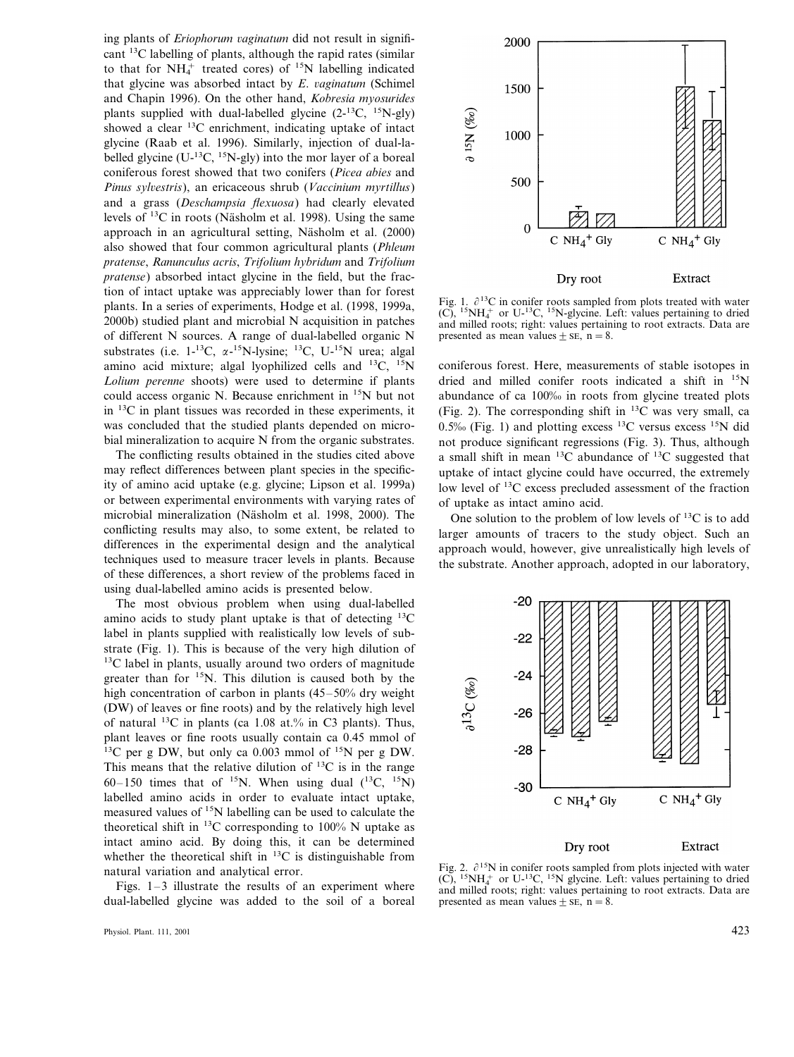ing plants of *Eriophorum vaginatum* did not result in significant $^{13}C$ labelling of plants, although the rapid rates (similar to that for $NH_4^+$ treated cores) of $^{15}N$ labelling indicated that glycine was absorbed intact by *E. vaginatum* (Schimel and Chapin 1996). On the other hand, *Kobresia myosurides* plants supplied with dual-labelled glycine (2-$^{13}C$, $^{15}N$-gly) showed a clear $^{13}C$ enrichment, indicating uptake of intact glycine (Raab et al. 1996). Similarly, injection of dual-labelled glycine (U-$^{13}C$, $^{15}N$-gly) into the mor layer of a boreal coniferous forest showed that two conifers (*Picea abies* and *Pinus sylvestris*), an ericaceous shrub (*Vaccinium myrtillus*) and a grass (*Deschampsia flexuosa*) had clearly elevated levels of $^{13}C$ in roots (Näsholm et al. 1998). Using the same approach in an agricultural setting, Näsholm et al. (2000) also showed that four common agricultural plants (*Phleum pratense*, *Ranunculus acris*, *Trifolium hybridum* and *Trifolium pratense*) absorbed intact glycine in the field, but the fraction of intact uptake was appreciably lower than for forest plants. In a series of experiments, Hodge et al. (1998, 1999a, 2000b) studied plant and microbial N acquisition in patches of different N sources. A range of dual-labelled organic N substrates (i.e. 1-$^{13}C$, $\alpha$-$^{15}N$-lysine; $^{13}C$, U-$^{15}N$ urea; algal amino acid mixture; algal lyophilized cells and $^{13}C$, $^{15}N$ *Lolium perenne* shoots) were used to determine if plants could access organic N. Because enrichment in $^{15}N$ but not in $^{13}C$ in plant tissues was recorded in these experiments, it was concluded that the studied plants depended on microbial mineralization to acquire N from the organic substrates.

The conflicting results obtained in the studies cited above may reflect differences between plant species in the specificity of amino acid uptake (e.g. glycine; Lipson et al. 1999a) or between experimental environments with varying rates of microbial mineralization (Näsholm et al. 1998, 2000). The conflicting results may also, to some extent, be related to differences in the experimental design and the analytical techniques used to measure tracer levels in plants. Because of these differences, a short review of the problems faced in using dual-labelled amino acids is presented below.

The most obvious problem when using dual-labelled amino acids to study plant uptake is that of detecting $^{13}C$ label in plants supplied with realistically low levels of substrate (Fig. 1). This is because of the very high dilution of $^{13}C$ label in plants, usually around two orders of magnitude greater than for $^{15}N$. This dilution is caused both by the high concentration of carbon in plants (45–50% dry weight (DW) of leaves or fine roots) and by the relatively high level of natural $^{13}C$ in plants (ca 1.08 at.% in C3 plants). Thus, plant leaves or fine roots usually contain ca 0.45 mmol of $^{13}C$ per g DW, but only ca 0.003 mmol of $^{15}N$ per g DW. This means that the relative dilution of $^{13}C$ is in the range 60–150 times that of $^{15}N$. When using dual ($^{13}C$, $^{15}N$) labelled amino acids in order to evaluate intact uptake, measured values of $^{15}N$ labelling can be used to calculate the theoretical shift in $^{13}C$ corresponding to 100% N uptake as intact amino acid. By doing this, it can be determined whether the theoretical shift in $^{13}C$ is distinguishable from natural variation and analytical error.

Figs. 1–3 illustrate the results of an experiment where dual-labelled glycine was added to the soil of a boreal coniferous forest. Here, measurements of stable isotopes in dried and milled conifer roots indicated a shift in $^{15}N$ abundance of ca 100‰ in roots from glycine treated plots (Fig. 2). The corresponding shift in $^{13}C$ was very small, ca 0.5‰ (Fig. 1) and plotting excess $^{13}C$ versus excess $^{15}N$ did not produce significant regressions (Fig. 3). Thus, although a small shift in mean $^{13}C$ abundance of $^{13}C$ suggested that uptake of intact glycine could have occurred, the extremely low level of $^{13}C$ excess precluded assessment of the fraction of uptake as intact amino acid.

One solution to the problem of low levels of $^{13}C$ is to add larger amounts of tracers to the study object. Such an approach would, however, give unrealistically high levels of the substrate. Another approach, adopted in our laboratory,

Fig. 1. $\partial^{13}C$ in conifer roots sampled from plots treated with water (C), $^{15}NH_4^+$ or U-$^{13}C$, $^{15}N$-glycine. Left: values pertaining to dried and milled roots; right: values pertaining to root extracts. Data are presented as mean values ± SE, n = 8.

Fig. 2. $\partial^{15}N$ in conifer roots sampled from plots injected with water (C), $^{15}NH_4^+$ or U-$^{13}C$, $^{15}N$ glycine. Left: values pertaining to dried and milled roots; right: values pertaining to root extracts. Data are presented as mean values ± SE, n = 8.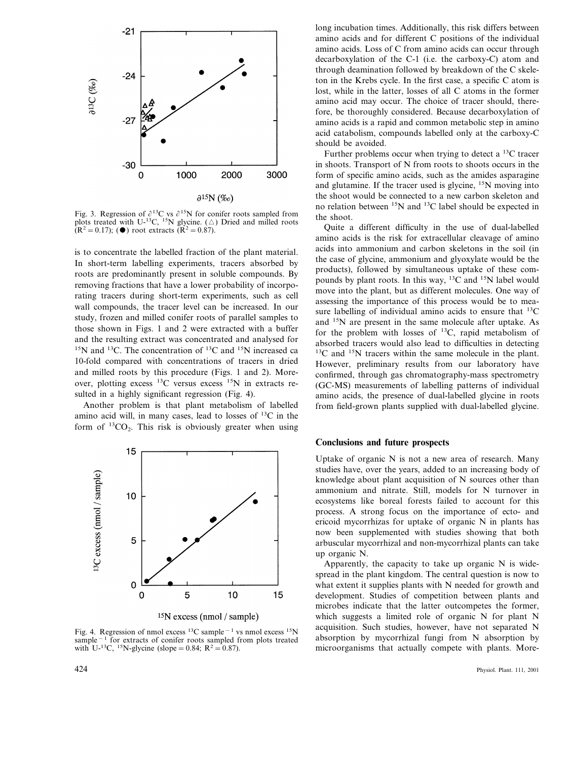Fig. 3. Regression of $\partial^{13}C$ vs $\partial^{15}N$ for conifer roots sampled from plots treated with U-$^{13}C$, $^{15}N$ glycine. (△) Dried and milled roots ($R^2 = 0.17$); (●) root extracts ($R^2 = 0.87$).

is to concentrate the labelled fraction of the plant material. In short-term labelling experiments, tracers absorbed by roots are predominantly present in soluble compounds. By removing fractions that have a lower probability of incorporating tracers during short-term experiments, such as cell wall compounds, the tracer level can be increased. In our study, frozen and milled conifer roots of parallel samples to those shown in Figs. 1 and 2 were extracted with a buffer and the resulting extract was concentrated and analysed for $^{15}N$ and $^{13}C$. The concentration of $^{13}C$ and $^{15}N$ increased ca 10-fold compared with concentrations of tracers in dried and milled roots by this procedure (Figs. 1 and 2). Moreover, plotting excess $^{13}C$ versus excess $^{15}N$ in extracts resulted in a highly significant regression (Fig. 4).

Another problem is that plant metabolism of labelled amino acid will, in many cases, lead to losses of $^{13}C$ in the form of $^{13}CO_2$. This risk is obviously greater when using long incubation times. Additionally, this risk differs between amino acids and for different C positions of the individual amino acids. Loss of C from amino acids can occur through decarboxylation of the C-1 (i.e. the carboxy-C) atom and through deamination followed by breakdown of the C skeleton in the Krebs cycle. In the first case, a specific C atom is lost, while in the latter, losses of all C atoms in the former amino acid may occur. The choice of tracer should, therefore, be thoroughly considered. Because decarboxylation of amino acids is a rapid and common metabolic step in amino acid catabolism, compounds labelled only at the carboxy-C should be avoided.

Further problems occur when trying to detect a $^{13}C$ tracer in shoots. Transport of N from roots to shoots occurs in the form of specific amino acids, such as the amides asparagine and glutamine. If the tracer used is glycine, $^{15}N$ moving into the shoot would be connected to a new carbon skeleton and no relation between $^{15}N$ and $^{13}C$ label should be expected in the shoot.

Quite a different difficulty in the use of dual-labelled amino acids is the risk for extracellular cleavage of amino acids into ammonium and carbon skeletons in the soil (in the case of glycine, ammonium and glyoxylate would be the products), followed by simultaneous uptake of these compounds by plant roots. In this way, $^{13}C$ and $^{15}N$ label would move into the plant, but as different molecules. One way of assessing the importance of this process would be to measure labelling of individual amino acids to ensure that $^{13}C$ and $^{15}N$ are present in the same molecule after uptake. As for the problem with losses of $^{13}C$, rapid metabolism of absorbed tracers would also lead to difficulties in detecting $^{13}C$ and $^{15}N$ tracers within the same molecule in the plant. However, preliminary results from our laboratory have confirmed, through gas chromatography-mass spectrometry (GC-MS) measurements of labelling patterns of individual amino acids, the presence of dual-labelled glycine in roots from field-grown plants supplied with dual-labelled glycine.

Fig. 4. Regression of nmol excess $^{13}C$ sample$^{-1}$ vs nmol excess $^{15}N$ sample$^{-1}$ for extracts of conifer roots sampled from plots treated with U-$^{13}C$, $^{15}N$-glycine (slope = 0.84; $R^2 = 0.87$).

## Conclusions and future prospects

Uptake of organic N is not a new area of research. Many studies have, over the years, added to an increasing body of knowledge about plant acquisition of N sources other than ammonium and nitrate. Still, models for N turnover in ecosystems like boreal forests failed to account for this process. A strong focus on the importance of ecto- and ericoid mycorrhizas for uptake of organic N in plants has now been supplemented with studies showing that both arbuscular mycorrhizal and non-mycorrhizal plants can take up organic N.

Apparently, the capacity to take up organic N is widespread in the plant kingdom. The central question is now to what extent it supplies plants with N needed for growth and development. Studies of competition between plants and microbes indicate that the latter outcompetes the former, which suggests a limited role of organic N for plant N acquisition. Such studies, however, have not separated N absorption by mycorrhizal fungi from N absorption by microorganisms that actually compete with plants. More-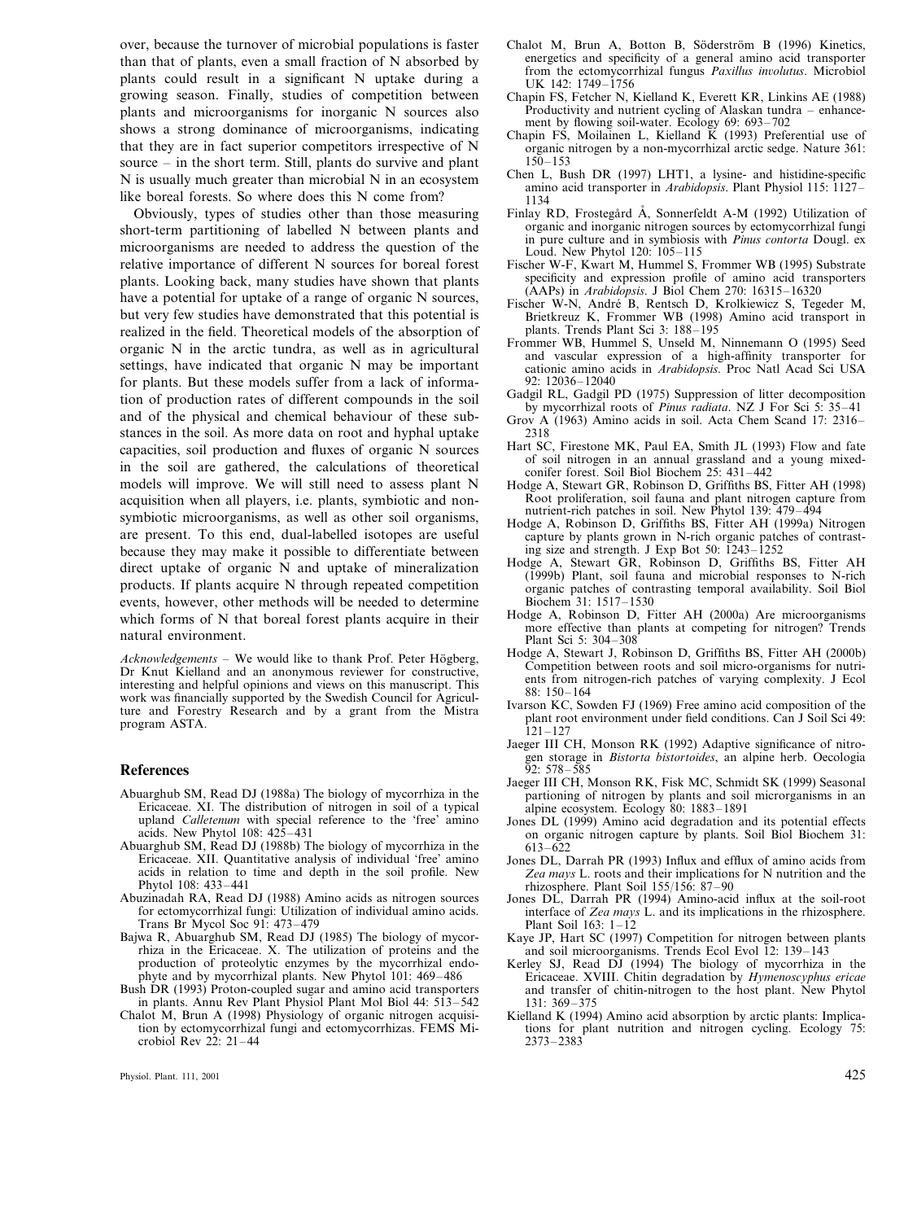over, because the turnover of microbial populations is faster than that of plants, even a small fraction of N absorbed by plants could result in a significant N uptake during a growing season. Finally, studies of competition between plants and microorganisms for inorganic N sources also shows a strong dominance of microorganisms, indicating that they are in fact superior competitors irrespective of N source – in the short term. Still, plants do survive and plant N is usually much greater than microbial N in an ecosystem like boreal forests. So where does this N come from?

Obviously, types of studies other than those measuring short-term partitioning of labelled N between plants and microorganisms are needed to address the question of the relative importance of different N sources for boreal forest plants. Looking back, many studies have shown that plants have a potential for uptake of a range of organic N sources, but very few studies have demonstrated that this potential is realized in the field. Theoretical models of the absorption of organic N in the arctic tundra, as well as in agricultural settings, have indicated that organic N may be important for plants. But these models suffer from a lack of information of production rates of different compounds in the soil and of the physical and chemical behaviour of these substances in the soil. As more data on root and hyphal uptake capacities, soil production and fluxes of organic N sources in the soil are gathered, the calculations of theoretical models will improve. We will still need to assess plant N acquisition when all players, i.e. plants, symbiotic and non-symbiotic microorganisms, as well as other soil organisms, are present. To this end, dual-labelled isotopes are useful because they may make it possible to differentiate between direct uptake of organic N and uptake of mineralization products. If plants acquire N through repeated competition events, however, other methods will be needed to determine which forms of N that boreal forest plants acquire in their natural environment.

*Acknowledgements* – We would like to thank Prof. Peter Högberg, Dr Knut Kielland and an anonymous reviewer for constructive, interesting and helpful opinions and views on this manuscript. This work was financially supported by the Swedish Council for Agriculture and Forestry Research and by a grant from the Mistra program ASTA.

## References

Abuarghub SM, Read DJ (1988a) The biology of mycorrhiza in the Ericaceae. XI. The distribution of nitrogen in soil of a typical upland *Calletenum* with special reference to the 'free' amino acids. New Phytol 108: 425–431

Abuarghub SM, Read DJ (1988b) The biology of mycorrhiza in the Ericaceae. XII. Quantitative analysis of individual 'free' amino acids in relation to time and depth in the soil profile. New Phytol 108: 433–441

Abuzinadah RA, Read DJ (1988) Amino acids as nitrogen sources for ectomycorrhizal fungi: Utilization of individual amino acids. Trans Br Mycol Soc 91: 473–479

Bajwa R, Abuarghub SM, Read DJ (1985) The biology of mycorrhiza in the Ericaceae. X. The utilization of proteins and the production of proteolytic enzymes by the mycorrhizal endophyte and by mycorrhizal plants. New Phytol 101: 469–486

Bush DR (1993) Proton-coupled sugar and amino acid transporters in plants. Annu Rev Plant Physiol Plant Mol Biol 44: 513–542

Chalot M, Brun A (1998) Physiology of organic nitrogen acquisition by ectomycorrhizal fungi and ectomycorrhizas. FEMS Microbiol Rev 22: 21–44

Chalot M, Brun A, Botton B, Söderström B (1996) Kinetics, energetics and specificity of a general amino acid transporter from the ectomycorrhizal fungus *Paxillus involutus*. Microbiol UK 142: 1749–1756

Chapin FS, Fetcher N, Kielland K, Everett KR, Linkins AE (1988) Productivity and nutrient cycling of Alaskan tundra – enhancement by flowing soil-water. Ecology 69: 693–702

Chapin FS, Moilainen L, Kielland K (1993) Preferential use of organic nitrogen by a non-mycorrhizal arctic sedge. Nature 361: 150–153

Chen L, Bush DR (1997) LHT1, a lysine- and histidine-specific amino acid transporter in *Arabidopsis*. Plant Physiol 115: 1127–1134

Finlay RD, Frostegård Å, Sonnerfeldt A-M (1992) Utilization of organic and inorganic nitrogen sources by ectomycorrhizal fungi in pure culture and in symbiosis with *Pinus contorta* Dougl. ex Loud. New Phytol 120: 105–115

Fischer W-F, Kwart M, Hummel S, Frommer WB (1995) Substrate specificity and expression profile of amino acid transporters (AAPs) in *Arabidopsis*. J Biol Chem 270: 16315–16320

Fischer W-N, André B, Rentsch D, Krolkiewicz S, Tegeder M, Brietkreuz K, Frommer WB (1998) Amino acid transport in plants. Trends Plant Sci 3: 188–195

Frommer WB, Hummel S, Unseld M, Ninnemann O (1995) Seed and vascular expression of a high-affinity transporter for cationic amino acids in *Arabidopsis*. Proc Natl Acad Sci USA 92: 12036–12040

Gadgil RL, Gadgil PD (1975) Suppression of litter decomposition by mycorrhizal roots of *Pinus radiata*. NZ J For Sci 5: 35–41

Grov A (1963) Amino acids in soil. Acta Chem Scand 17: 2316–2318

Hart SC, Firestone MK, Paul EA, Smith JL (1993) Flow and fate of soil nitrogen in an annual grassland and a young mixed-conifer forest. Soil Biol Biochem 25: 431–442

Hodge A, Stewart GR, Robinson D, Griffiths BS, Fitter AH (1998) Root proliferation, soil fauna and plant nitrogen capture from nutrient-rich patches in soil. New Phytol 139: 479–494

Hodge A, Robinson D, Griffiths BS, Fitter AH (1999a) Nitrogen capture by plants grown in N-rich organic patches of contrasting size and strength. J Exp Bot 50: 1243–1252

Hodge A, Stewart GR, Robinson D, Griffiths BS, Fitter AH (1999b) Plant, soil fauna and microbial responses to N-rich organic patches of contrasting temporal availability. Soil Biol Biochem 31: 1517–1530

Hodge A, Robinson D, Fitter AH (2000a) Are microorganisms more effective than plants at competing for nitrogen? Trends Plant Sci 5: 304–308

Hodge A, Stewart J, Robinson D, Griffiths BS, Fitter AH (2000b) Competition between roots and soil micro-organisms for nutrients from nitrogen-rich patches of varying complexity. J Ecol 88: 150–164

Ivarson KC, Sowden FJ (1969) Free amino acid composition of the plant root environment under field conditions. Can J Soil Sci 49: 121–127

Jaeger III CH, Monson RK (1992) Adaptive significance of nitrogen storage in *Bistorta bistortoides*, an alpine herb. Oecologia 92: 578–585

Jaeger III CH, Monson RK, Fisk MC, Schmidt SK (1999) Seasonal partitioning of nitrogen by plants and soil microrganisms in an alpine ecosystem. Ecology 80: 1883–1891

Jones DL (1999) Amino acid degradation and its potential effects on organic nitrogen capture by plants. Soil Biol Biochem 31: 613–622

Jones DL, Darrah PR (1993) Influx and efflux of amino acids from *Zea mays* L. roots and their implications for N nutrition and the rhizosphere. Plant Soil 155/156: 87–90

Jones DL, Darrah PR (1994) Amino-acid influx at the soil-root interface of *Zea mays* L. and its implications in the rhizosphere. Plant Soil 163: 1–12

Kaye JP, Hart SC (1997) Competition for nitrogen between plants and soil microorganisms. Trends Ecol Evol 12: 139–143

Kerley SJ, Read DJ (1994) The biology of mycorrhiza in the Ericaceae. XVIII. Chitin degradation by *Hymenoscyphus ericae* and transfer of chitin-nitrogen to the host plant. New Phytol 131: 369–375

Kielland K (1994) Amino acid absorption by arctic plants: Implications for plant nutrition and nitrogen cycling. Ecology 75: 2373–2383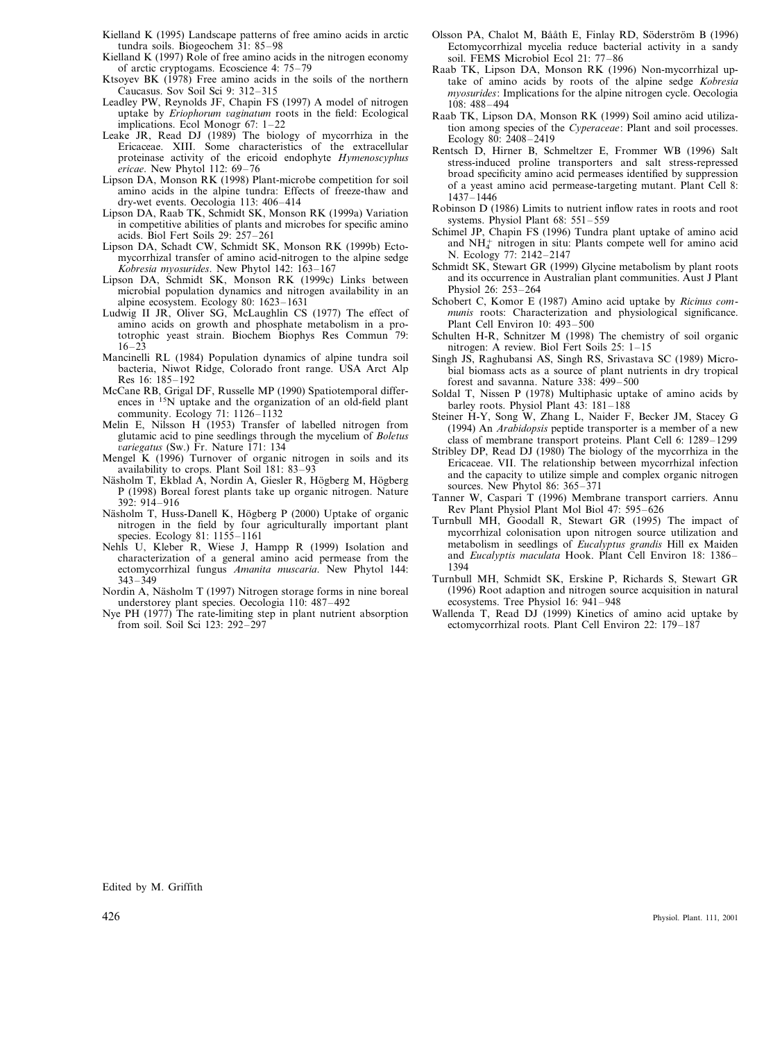Kielland K (1995) Landscape patterns of free amino acids in arctic tundra soils. Biogeochem 31: 85–98

Kielland K (1997) Role of free amino acids in the nitrogen economy of arctic cryptogams. Ecoscience 4: 75–79

Ktsoyev BK (1978) Free amino acids in the soils of the northern Caucasus. Sov Soil Sci 9: 312–315

Leadley PW, Reynolds JF, Chapin FS (1997) A model of nitrogen uptake by *Eriophorum vaginatum* roots in the field: Ecological implications. Ecol Monogr 67: 1–22

Leake JR, Read DJ (1989) The biology of mycorrhiza in the Ericaceae. XIII. Some characteristics of the extracellular proteinase activity of the ericoid endophyte *Hymenoscyphus ericae*. New Phytol 112: 69–76

Lipson DA, Monson RK (1998) Plant-microbe competition for soil amino acids in the alpine tundra: Effects of freeze-thaw and dry-wet events. Oecologia 113: 406–414

Lipson DA, Raab TK, Schmidt SK, Monson RK (1999a) Variation in competitive abilities of plants and microbes for specific amino acids. Biol Fert Soils 29: 257–261

Lipson DA, Schadt CW, Schmidt SK, Monson RK (1999b) Ectomycorrhizal transfer of amino acid-nitrogen to the alpine sedge *Kobresia myosurides*. New Phytol 142: 163–167

Lipson DA, Schmidt SK, Monson RK (1999c) Links between microbial population dynamics and nitrogen availability in an alpine ecosystem. Ecology 80: 1623–1631

Ludwig II JR, Oliver SG, McLaughlin CS (1977) The effect of amino acids on growth and phosphate metabolism in a prototrophic yeast strain. Biochem Biophys Res Commun 79: 16–23

Mancinelli RL (1984) Population dynamics of alpine tundra soil bacteria, Niwot Ridge, Colorado front range. USA Arct Alp Res 16: 185–192

McCane RB, Grigal DF, Russelle MP (1990) Spatiotemporal differences in $^{15}N$ uptake and the organization of an old-field plant community. Ecology 71: 1126–1132

Melin E, Nilsson H (1953) Transfer of labelled nitrogen from glutamic acid to pine seedlings through the mycelium of *Boletus variegatus* (Sw.) Fr. Nature 171: 134

Mengel K (1996) Turnover of organic nitrogen in soils and its availability to crops. Plant Soil 181: 83–93

Näsholm T, Ekblad A, Nordin A, Giesler R, Högberg M, Högberg P (1998) Boreal forest plants take up organic nitrogen. Nature 392: 914–916

Näsholm T, Huss-Danell K, Högberg P (2000) Uptake of organic nitrogen in the field by four agriculturally important plant species. Ecology 81: 1155–1161

Nehls U, Kleber R, Wiese J, Hampp R (1999) Isolation and characterization of a general amino acid permease from the ectomycorrhizal fungus *Amanita muscaria*. New Phytol 144: 343–349

Nordin A, Näsholm T (1997) Nitrogen storage forms in nine boreal understorey plant species. Oecologia 110: 487–492

Nye PH (1977) The rate-limiting step in plant nutrient absorption from soil. Soil Sci 123: 292–297

Olsson PA, Chalot M, Bååth E, Finlay RD, Söderström B (1996) Ectomycorrhizal mycelia reduce bacterial activity in a sandy soil. FEMS Microbiol Ecol 21: 77–86

Raab TK, Lipson DA, Monson RK (1996) Non-mycorrhizal uptake of amino acids by roots of the alpine sedge *Kobresia myosurides*: Implications for the alpine nitrogen cycle. Oecologia 108: 488–494

Raab TK, Lipson DA, Monson RK (1999) Soil amino acid utilization among species of the *Cyperaceae*: Plant and soil processes. Ecology 80: 2408–2419

Rentsch D, Hirner B, Schmeltzer E, Frommer WB (1996) Salt stress-induced proline transporters and salt stress-repressed broad specificity amino acid permeases identified by suppression of a yeast amino acid permease-targeting mutant. Plant Cell 8: 1437–1446

Robinson D (1986) Limits to nutrient inflow rates in roots and root systems. Physiol Plant 68: 551–559

Schimel JP, Chapin FS (1996) Tundra plant uptake of amino acid and $NH_4^+$ nitrogen in situ: Plants compete well for amino acid N. Ecology 77: 2142–2147

Schmidt SK, Stewart GR (1999) Glycine metabolism by plant roots and its occurrence in Australian plant communities. Aust J Plant Physiol 26: 253–264

Schobert C, Komor E (1987) Amino acid uptake by *Ricinus communis* roots: Characterization and physiological significance. Plant Cell Environ 10: 493–500

Schulten H-R, Schnitzer M (1998) The chemistry of soil organic nitrogen: A review. Biol Fert Soils 25: 1–15

Singh JS, Raghubansi AS, Singh RS, Srivastava SC (1989) Microbial biomass acts as a source of plant nutrients in dry tropical forest and savanna. Nature 338: 499–500

Soldal T, Nissen P (1978) Multiphasic uptake of amino acids by barley roots. Physiol Plant 43: 181–188

Steiner H-Y, Song W, Zhang L, Naider F, Becker JM, Stacey G (1994) An *Arabidopsis* peptide transporter is a member of a new class of membrane transport proteins. Plant Cell 6: 1289–1299

Stribley DP, Read DJ (1980) The biology of the mycorrhiza in the Ericaceae. VII. The relationship between mycorrhizal infection and the capacity to utilize simple and complex organic nitrogen sources. New Phytol 86: 365–371

Tanner W, Caspari T (1996) Membrane transport carriers. Annu Rev Plant Physiol Plant Mol Biol 47: 595–626

Turnbull MH, Goodall R, Stewart GR (1995) The impact of mycorrhizal colonisation upon nitrogen source utilization and metabolism in seedlings of *Eucalyptus grandis* Hill ex Maiden and *Eucalyptis maculata* Hook. Plant Cell Environ 18: 1386–1394

Turnbull MH, Schmidt SK, Erskine P, Richards S, Stewart GR (1996) Root adaption and nitrogen source acquisition in natural ecosystems. Tree Physiol 16: 941–948

Wallenda T, Read DJ (1999) Kinetics of amino acid uptake by ectomycorrhizal roots. Plant Cell Environ 22: 179–187

Edited by M. Griffith